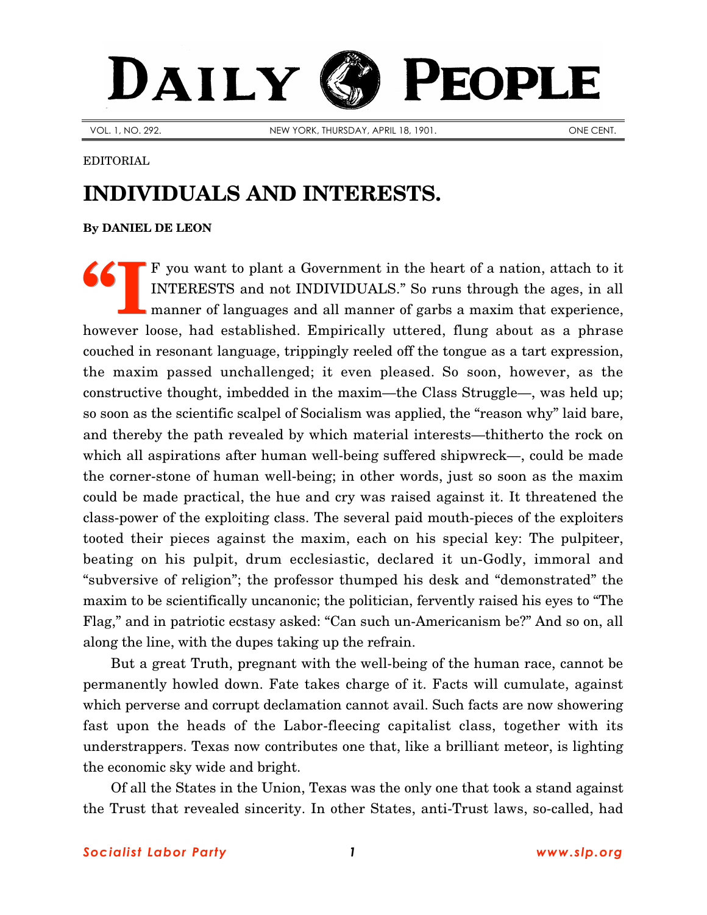# DAILY PEOPLE

VOL. 1, NO. 292. NEW YORK, THURSDAY, APRIL 18, 1901. ONE CENT.

EDITORIAL

## INDIVIDUALS AND INTERESTS.

**By DANIEL DE LEON**

"IF you want to plant a Government in the heart of a nation, attach to it INTERESTS and not INDIVIDUALS." So runs through the ages, in all manner of languages and all manner of garbs a maxim that experience, however loose, had established. Empirically uttered, flung about as a phrase couched in resonant language, trippingly reeled off the tongue as a tart expression, the maxim passed unchallenged; it even pleased. So soon, however, as the constructive thought, imbedded in the maxim—the Class Struggle—, was held up; so soon as the scientific scalpel of Socialism was applied, the "reason why" laid bare, and thereby the path revealed by which material interests—thitherto the rock on which all aspirations after human well-being suffered shipwreck—, could be made the corner-stone of human well-being; in other words, just so soon as the maxim could be made practical, the hue and cry was raised against it. It threatened the class-power of the exploiting class. The several paid mouth-pieces of the exploiters tooted their pieces against the maxim, each on his special key: The pulpiteer, beating on his pulpit, drum ecclesiastic, declared it un-Godly, immoral and "subversive of religion"; the professor thumped his desk and "demonstrated" the maxim to be scientifically uncanonic; the politician, fervently raised his eyes to "The Flag," and in patriotic ecstasy asked: "Can such un-Americanism be?" And so on, all along the line, with the dupes taking up the refrain.

But a great Truth, pregnant with the well-being of the human race, cannot be permanently howled down. Fate takes charge of it. Facts will cumulate, against which perverse and corrupt declamation cannot avail. Such facts are now showering fast upon the heads of the Labor-fleecing capitalist class, together with its understrappers. Texas now contributes one that, like a brilliant meteor, is lighting the economic sky wide and bright.

Of all the States in the Union, Texas was the only one that took a stand against the Trust that revealed sincerity. In other States, anti-Trust laws, so-called, had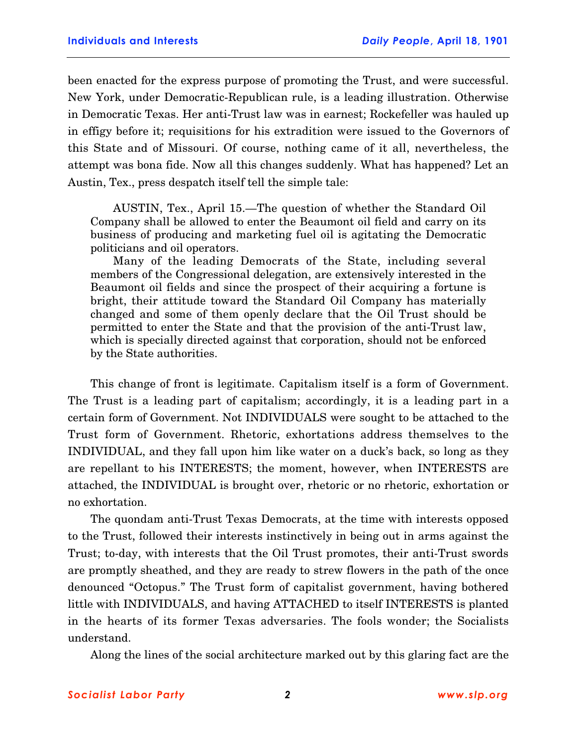been enacted for the express purpose of promoting the Trust, and were successful. New York, under Democratic-Republican rule, is a leading illustration. Otherwise in Democratic Texas. Her anti-Trust law was in earnest; Rockefeller was hauled up in effigy before it; requisitions for his extradition were issued to the Governors of this State and of Missouri. Of course, nothing came of it all, nevertheless, the attempt was bona fide. Now all this changes suddenly. What has happened? Let an Austin, Tex., press despatch itself tell the simple tale:

> AUSTIN, Tex., April 15.—The question of whether the Standard Oil Company shall be allowed to enter the Beaumont oil field and carry on its business of producing and marketing fuel oil is agitating the Democratic politicians and oil operators.
>
> Many of the leading Democrats of the State, including several members of the Congressional delegation, are extensively interested in the Beaumont oil fields and since the prospect of their acquiring a fortune is bright, their attitude toward the Standard Oil Company has materially changed and some of them openly declare that the Oil Trust should be permitted to enter the State and that the provision of the anti-Trust law, which is specially directed against that corporation, should not be enforced by the State authorities.

This change of front is legitimate. Capitalism itself is a form of Government. The Trust is a leading part of capitalism; accordingly, it is a leading part in a certain form of Government. Not INDIVIDUALS were sought to be attached to the Trust form of Government. Rhetoric, exhortations address themselves to the INDIVIDUAL, and they fall upon him like water on a duck's back, so long as they are repellant to his INTERESTS; the moment, however, when INTERESTS are attached, the INDIVIDUAL is brought over, rhetoric or no rhetoric, exhortation or no exhortation.

The quondam anti-Trust Texas Democrats, at the time with interests opposed to the Trust, followed their interests instinctively in being out in arms against the Trust; to-day, with interests that the Oil Trust promotes, their anti-Trust swords are promptly sheathed, and they are ready to strew flowers in the path of the once denounced "Octopus." The Trust form of capitalist government, having bothered little with INDIVIDUALS, and having ATTACHED to itself INTERESTS is planted in the hearts of its former Texas adversaries. The fools wonder; the Socialists understand.

Along the lines of the social architecture marked out by this glaring fact are the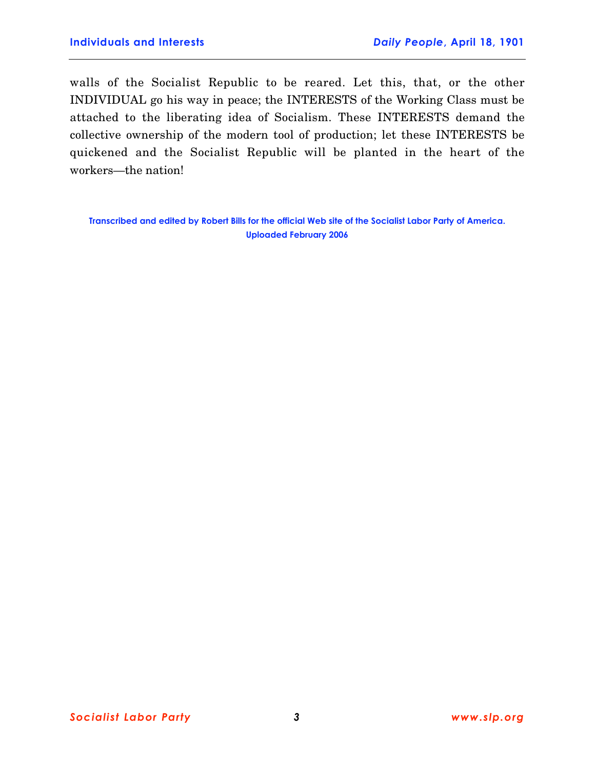walls of the Socialist Republic to be reared. Let this, that, or the other INDIVIDUAL go his way in peace; the INTERESTS of the Working Class must be attached to the liberating idea of Socialism. These INTERESTS demand the collective ownership of the modern tool of production; let these INTERESTS be quickened and the Socialist Republic will be planted in the heart of the workers—the nation!

**Transcribed and edited by Robert Bills for the official Web site of the Socialist Labor Party of America.**
**Uploaded February 2006**